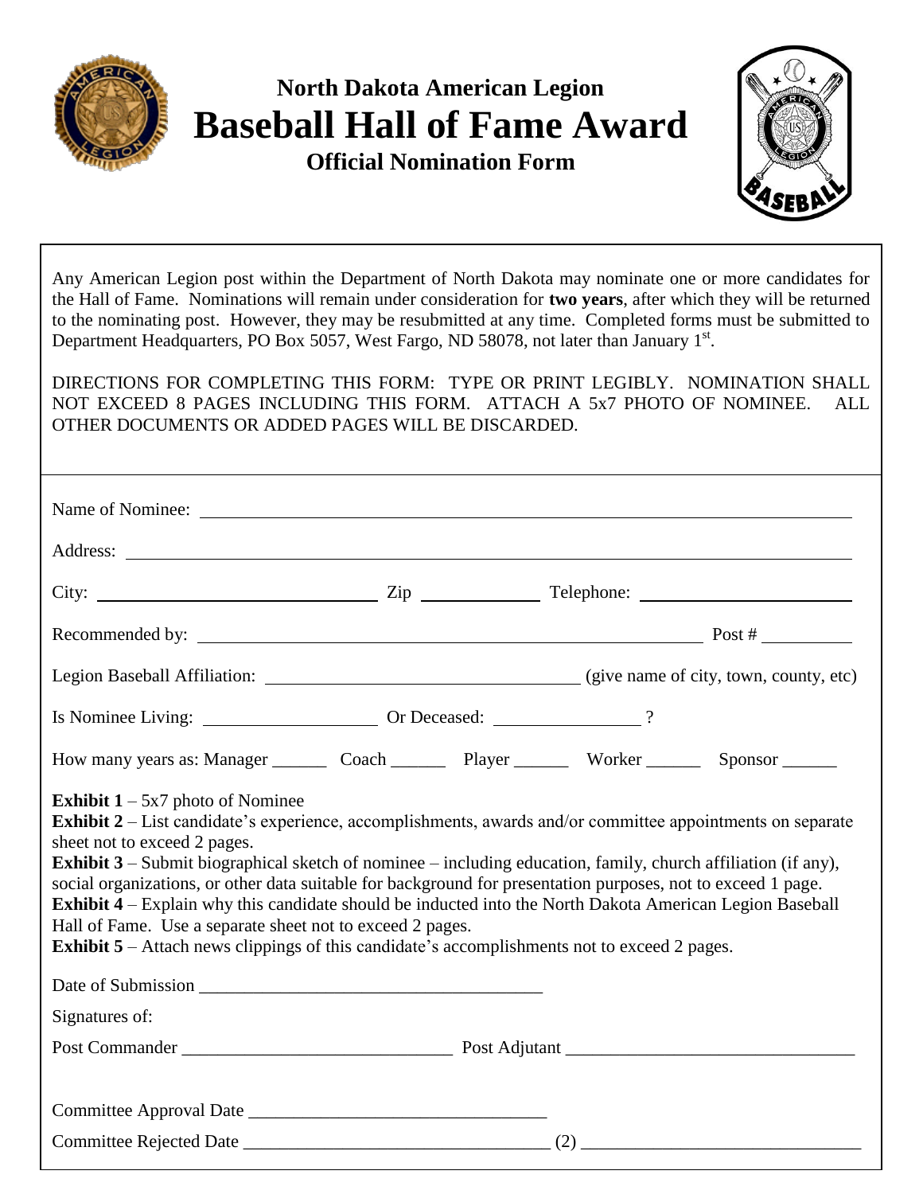# North Dakota American Legion
# Baseball Hall of Fame Award
## Official Nomination Form

Any American Legion post within the Department of North Dakota may nominate one or more candidates for the Hall of Fame. Nominations will remain under consideration for **two years**, after which they will be returned to the nominating post. However, they may be resubmitted at any time. Completed forms must be submitted to Department Headquarters, PO Box 5057, West Fargo, ND 58078, not later than January 1st.

DIRECTIONS FOR COMPLETING THIS FORM: TYPE OR PRINT LEGIBLY. NOMINATION SHALL NOT EXCEED 8 PAGES INCLUDING THIS FORM. ATTACH A 5x7 PHOTO OF NOMINEE. ALL OTHER DOCUMENTS OR ADDED PAGES WILL BE DISCARDED.

Name of Nominee: ______________________________

Address: ______________________________

City: ______________ Zip ________ Telephone: ______________

Recommended by: ______________________________ Post # ________

Legion Baseball Affiliation: ______________________ (give name of city, town, county, etc)

Is Nominee Living: ______________ Or Deceased: ______________ ?

How many years as: Manager ______ Coach ______ Player ______ Worker ______ Sponsor ______

**Exhibit 1** – 5x7 photo of Nominee
**Exhibit 2** – List candidate's experience, accomplishments, awards and/or committee appointments on separate sheet not to exceed 2 pages.
**Exhibit 3** – Submit biographical sketch of nominee – including education, family, church affiliation (if any), social organizations, or other data suitable for background for presentation purposes, not to exceed 1 page.
**Exhibit 4** – Explain why this candidate should be inducted into the North Dakota American Legion Baseball Hall of Fame. Use a separate sheet not to exceed 2 pages.
**Exhibit 5** – Attach news clippings of this candidate's accomplishments not to exceed 2 pages.

Date of Submission ______________________________

Signatures of:

Post Commander ______________________ Post Adjutant ______________________

Committee Approval Date ______________________

Committee Rejected Date ______________________ (2) ______________________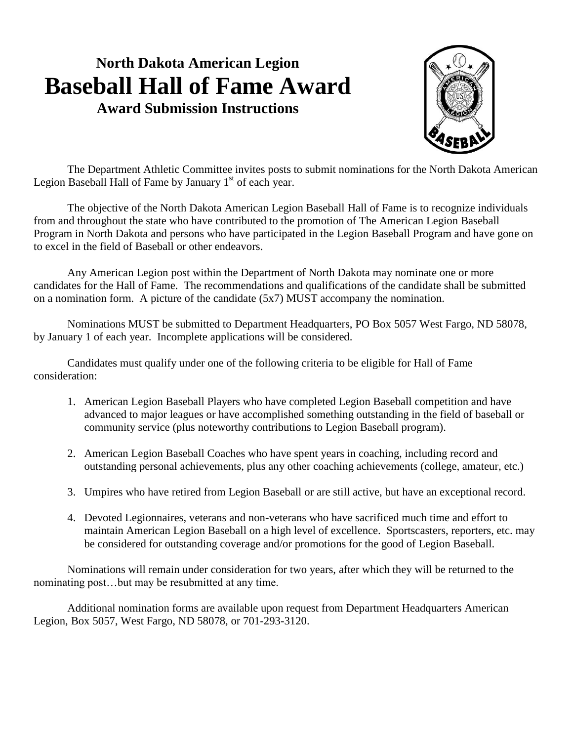## North Dakota American Legion

# Baseball Hall of Fame Award

### Award Submission Instructions

The Department Athletic Committee invites posts to submit nominations for the North Dakota American Legion Baseball Hall of Fame by January 1st of each year.

The objective of the North Dakota American Legion Baseball Hall of Fame is to recognize individuals from and throughout the state who have contributed to the promotion of The American Legion Baseball Program in North Dakota and persons who have participated in the Legion Baseball Program and have gone on to excel in the field of Baseball or other endeavors.

Any American Legion post within the Department of North Dakota may nominate one or more candidates for the Hall of Fame. The recommendations and qualifications of the candidate shall be submitted on a nomination form. A picture of the candidate (5x7) MUST accompany the nomination.

Nominations MUST be submitted to Department Headquarters, PO Box 5057 West Fargo, ND 58078, by January 1 of each year. Incomplete applications will be considered.

Candidates must qualify under one of the following criteria to be eligible for Hall of Fame consideration:

1. American Legion Baseball Players who have completed Legion Baseball competition and have advanced to major leagues or have accomplished something outstanding in the field of baseball or community service (plus noteworthy contributions to Legion Baseball program).

2. American Legion Baseball Coaches who have spent years in coaching, including record and outstanding personal achievements, plus any other coaching achievements (college, amateur, etc.)

3. Umpires who have retired from Legion Baseball or are still active, but have an exceptional record.

4. Devoted Legionnaires, veterans and non-veterans who have sacrificed much time and effort to maintain American Legion Baseball on a high level of excellence. Sportscasters, reporters, etc. may be considered for outstanding coverage and/or promotions for the good of Legion Baseball.

Nominations will remain under consideration for two years, after which they will be returned to the nominating post…but may be resubmitted at any time.

Additional nomination forms are available upon request from Department Headquarters American Legion, Box 5057, West Fargo, ND 58078, or 701-293-3120.